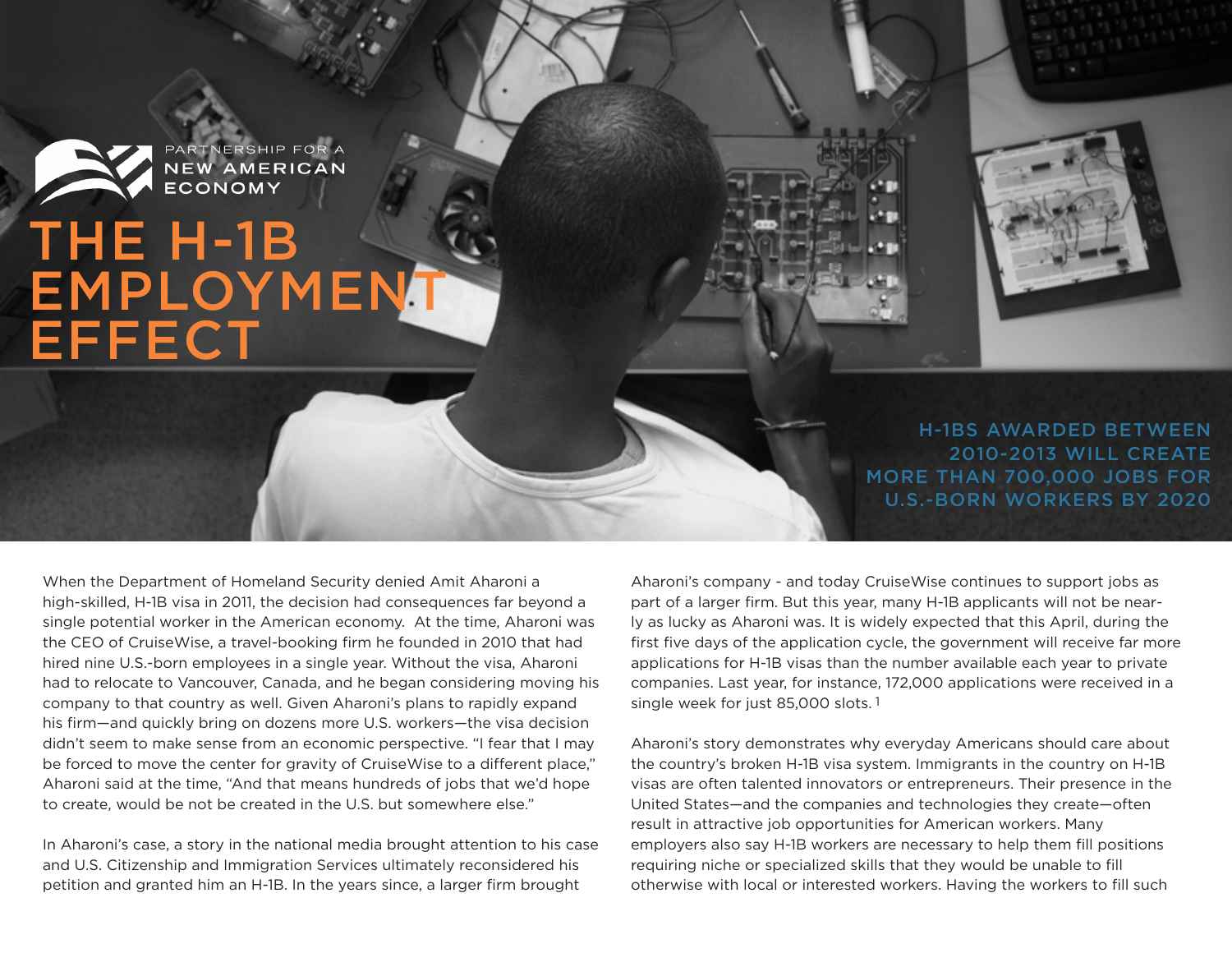PARTNERSHIP FOR A NEW AMERICAN ECONOMY

# THE H-1B EMPLOYMENT EFFECT

## H-1BS AWARDED BETWEEN 2010-2013 WILL CREATE MORE THAN 700,000 JOBS FOR U.S.-BORN WORKERS BY 2020

When the Department of Homeland Security denied Amit Aharoni a high-skilled, H-1B visa in 2011, the decision had consequences far beyond a single potential worker in the American economy. At the time, Aharoni was the CEO of CruiseWise, a travel-booking firm he founded in 2010 that had hired nine U.S.-born employees in a single year. Without the visa, Aharoni had to relocate to Vancouver, Canada, and he began considering moving his company to that country as well. Given Aharoni's plans to rapidly expand his firm—and quickly bring on dozens more U.S. workers—the visa decision didn't seem to make sense from an economic perspective. "I fear that I may be forced to move the center for gravity of CruiseWise to a different place," Aharoni said at the time, "And that means hundreds of jobs that we'd hope to create, would be not be created in the U.S. but somewhere else."

In Aharoni's case, a story in the national media brought attention to his case and U.S. Citizenship and Immigration Services ultimately reconsidered his petition and granted him an H-1B. In the years since, a larger firm brought Aharoni's company - and today CruiseWise continues to support jobs as part of a larger firm. But this year, many H-1B applicants will not be nearly as lucky as Aharoni was. It is widely expected that this April, during the first five days of the application cycle, the government will receive far more applications for H-1B visas than the number available each year to private companies. Last year, for instance, 172,000 applications were received in a single week for just 85,000 slots.[1]

Aharoni's story demonstrates why everyday Americans should care about the country's broken H-1B visa system. Immigrants in the country on H-1B visas are often talented innovators or entrepreneurs. Their presence in the United States—and the companies and technologies they create—often result in attractive job opportunities for American workers. Many employers also say H-1B workers are necessary to help them fill positions requiring niche or specialized skills that they would be unable to fill otherwise with local or interested workers. Having the workers to fill such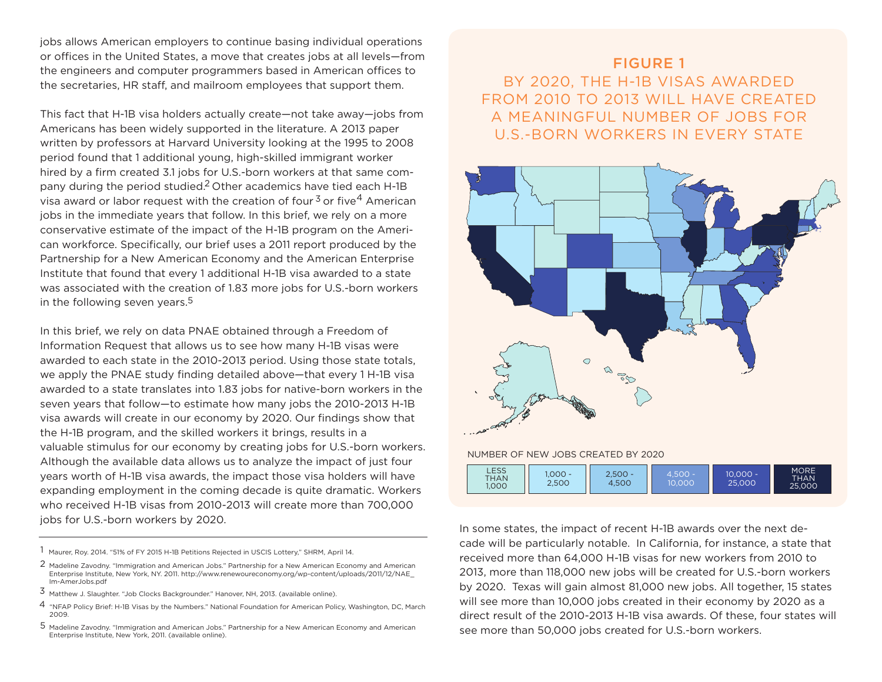jobs allows American employers to continue basing individual operations or offices in the United States, a move that creates jobs at all levels—from the engineers and computer programmers based in American offices to the secretaries, HR staff, and mailroom employees that support them.

This fact that H-1B visa holders actually create—not take away—jobs from Americans has been widely supported in the literature. A 2013 paper written by professors at Harvard University looking at the 1995 to 2008 period found that 1 additional young, high-skilled immigrant worker hired by a firm created 3.1 jobs for U.S.-born workers at that same company during the period studied.[2] Other academics have tied each H-1B visa award or labor request with the creation of four[3] or five[4] American jobs in the immediate years that follow. In this brief, we rely on a more conservative estimate of the impact of the H-1B program on the American workforce. Specifically, our brief uses a 2011 report produced by the Partnership for a New American Economy and the American Enterprise Institute that found that every 1 additional H-1B visa awarded to a state was associated with the creation of 1.83 more jobs for U.S.-born workers in the following seven years.[5]

In this brief, we rely on data PNAE obtained through a Freedom of Information Request that allows us to see how many H-1B visas were awarded to each state in the 2010-2013 period. Using those state totals, we apply the PNAE study finding detailed above—that every 1 H-1B visa awarded to a state translates into 1.83 jobs for native-born workers in the seven years that follow—to estimate how many jobs the 2010-2013 H-1B visa awards will create in our economy by 2020. Our findings show that the H-1B program, and the skilled workers it brings, results in a valuable stimulus for our economy by creating jobs for U.S.-born workers. Although the available data allows us to analyze the impact of just four years worth of H-1B visa awards, the impact those visa holders will have expanding employment in the coming decade is quite dramatic. Workers who received H-1B visas from 2010-2013 will create more than 700,000 jobs for U.S.-born workers by 2020.

## FIGURE 1

BY 2020, THE H-1B VISAS AWARDED FROM 2010 TO 2013 WILL HAVE CREATED A MEANINGFUL NUMBER OF JOBS FOR U.S.-BORN WORKERS IN EVERY STATE

NUMBER OF NEW JOBS CREATED BY 2020

| LESS THAN 1,000 | 1,000 - 2,500 | 2,500 - 4,500 | 4,500 - 10,000 | 10,000 - 25,000 | MORE THAN 25,000 |
|---|---|---|---|---|---|

In some states, the impact of recent H-1B awards over the next decade will be particularly notable. In California, for instance, a state that received more than 64,000 H-1B visas for new workers from 2010 to 2013, more than 118,000 new jobs will be created for U.S.-born workers by 2020. Texas will gain almost 81,000 new jobs. All together, 15 states will see more than 10,000 jobs created in their economy by 2020 as a direct result of the 2010-2013 H-1B visa awards. Of these, four states will see more than 50,000 jobs created for U.S.-born workers.

---

[1] Maurer, Roy. 2014. "51% of FY 2015 H-1B Petitions Rejected in USCIS Lottery," SHRM, April 14.

[2] Madeline Zavodny. "Immigration and American Jobs." Partnership for a New American Economy and American Enterprise Institute, New York, NY. 2011. http://www.renewoureconomy.org/wp-content/uploads/2011/12/NAE_Im-AmerJobs.pdf

[3] Matthew J. Slaughter. "Job Clocks Backgrounder." Hanover, NH, 2013. (available online).

[4] "NFAP Policy Brief: H-1B Visas by the Numbers." National Foundation for American Policy, Washington, DC, March 2009.

[5] Madeline Zavodny. "Immigration and American Jobs." Partnership for a New American Economy and American Enterprise Institute, New York, 2011. (available online).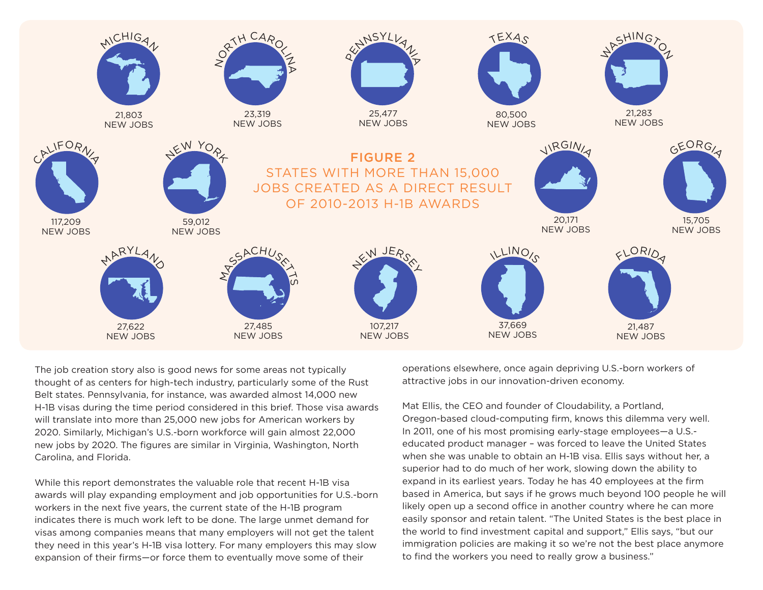**FIGURE 2**
**STATES WITH MORE THAN 15,000 JOBS CREATED AS A DIRECT RESULT OF 2010-2013 H-1B AWARDS**

| State | New Jobs |
|---|---|
| Michigan | 21,803 |
| North Carolina | 23,319 |
| Pennsylvania | 25,477 |
| Texas | 80,500 |
| Washington | 21,283 |
| California | 117,209 |
| New York | 59,012 |
| Virginia | 20,171 |
| Georgia | 15,705 |
| Maryland | 27,622 |
| Massachusetts | 27,485 |
| New Jersey | 107,217 |
| Illinois | 37,669 |
| Florida | 21,487 |

The job creation story also is good news for some areas not typically thought of as centers for high-tech industry, particularly some of the Rust Belt states. Pennsylvania, for instance, was awarded almost 14,000 new H-1B visas during the time period considered in this brief. Those visa awards will translate into more than 25,000 new jobs for American workers by 2020. Similarly, Michigan's U.S.-born workforce will gain almost 22,000 new jobs by 2020. The figures are similar in Virginia, Washington, North Carolina, and Florida.

While this report demonstrates the valuable role that recent H-1B visa awards will play expanding employment and job opportunities for U.S.-born workers in the next five years, the current state of the H-1B program indicates there is much work left to be done. The large unmet demand for visas among companies means that many employers will not get the talent they need in this year's H-1B visa lottery. For many employers this may slow expansion of their firms—or force them to eventually move some of their operations elsewhere, once again depriving U.S.-born workers of attractive jobs in our innovation-driven economy.

Mat Ellis, the CEO and founder of Cloudability, a Portland, Oregon-based cloud-computing firm, knows this dilemma very well. In 2011, one of his most promising early-stage employees—a U.S.-educated product manager – was forced to leave the United States when she was unable to obtain an H-1B visa. Ellis says without her, a superior had to do much of her work, slowing down the ability to expand in its earliest years. Today he has 40 employees at the firm based in America, but says if he grows much beyond 100 people he will likely open up a second office in another country where he can more easily sponsor and retain talent. "The United States is the best place in the world to find investment capital and support," Ellis says, "but our immigration policies are making it so we're not the best place anymore to find the workers you need to really grow a business."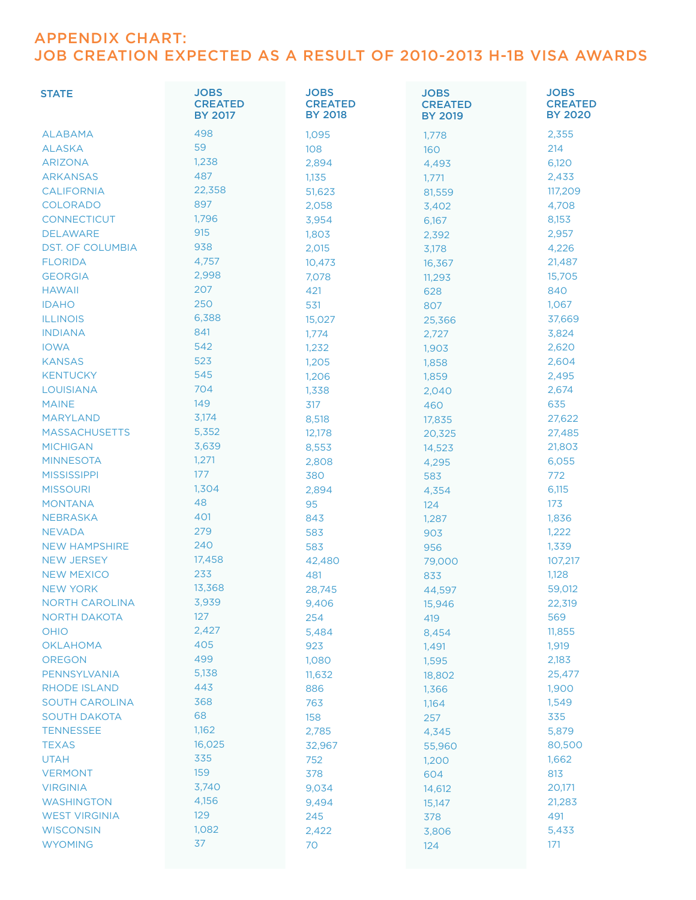# APPENDIX CHART: JOB CREATION EXPECTED AS A RESULT OF 2010-2013 H-1B VISA AWARDS

| STATE | JOBS CREATED BY 2017 | JOBS CREATED BY 2018 | JOBS CREATED BY 2019 | JOBS CREATED BY 2020 |
|---|---|---|---|---|
| ALABAMA | 498 | 1,095 | 1,778 | 2,355 |
| ALASKA | 59 | 108 | 160 | 214 |
| ARIZONA | 1,238 | 2,894 | 4,493 | 6,120 |
| ARKANSAS | 487 | 1,135 | 1,771 | 2,433 |
| CALIFORNIA | 22,358 | 51,623 | 81,559 | 117,209 |
| COLORADO | 897 | 2,058 | 3,402 | 4,708 |
| CONNECTICUT | 1,796 | 3,954 | 6,167 | 8,153 |
| DELAWARE | 915 | 1,803 | 2,392 | 2,957 |
| DST. OF COLUMBIA | 938 | 2,015 | 3,178 | 4,226 |
| FLORIDA | 4,757 | 10,473 | 16,367 | 21,487 |
| GEORGIA | 2,998 | 7,078 | 11,293 | 15,705 |
| HAWAII | 207 | 421 | 628 | 840 |
| IDAHO | 250 | 531 | 807 | 1,067 |
| ILLINOIS | 6,388 | 15,027 | 25,366 | 37,669 |
| INDIANA | 841 | 1,774 | 2,727 | 3,824 |
| IOWA | 542 | 1,232 | 1,903 | 2,620 |
| KANSAS | 523 | 1,205 | 1,858 | 2,604 |
| KENTUCKY | 545 | 1,206 | 1,859 | 2,495 |
| LOUISIANA | 704 | 1,338 | 2,040 | 2,674 |
| MAINE | 149 | 317 | 460 | 635 |
| MARYLAND | 3,174 | 8,518 | 17,835 | 27,622 |
| MASSACHUSETTS | 5,352 | 12,178 | 20,325 | 27,485 |
| MICHIGAN | 3,639 | 8,553 | 14,523 | 21,803 |
| MINNESOTA | 1,271 | 2,808 | 4,295 | 6,055 |
| MISSISSIPPI | 177 | 380 | 583 | 772 |
| MISSOURI | 1,304 | 2,894 | 4,354 | 6,115 |
| MONTANA | 48 | 95 | 124 | 173 |
| NEBRASKA | 401 | 843 | 1,287 | 1,836 |
| NEVADA | 279 | 583 | 903 | 1,222 |
| NEW HAMPSHIRE | 240 | 583 | 956 | 1,339 |
| NEW JERSEY | 17,458 | 42,480 | 79,000 | 107,217 |
| NEW MEXICO | 233 | 481 | 833 | 1,128 |
| NEW YORK | 13,368 | 28,745 | 44,597 | 59,012 |
| NORTH CAROLINA | 3,939 | 9,406 | 15,946 | 22,319 |
| NORTH DAKOTA | 127 | 254 | 419 | 569 |
| OHIO | 2,427 | 5,484 | 8,454 | 11,855 |
| OKLAHOMA | 405 | 923 | 1,491 | 1,919 |
| OREGON | 499 | 1,080 | 1,595 | 2,183 |
| PENNSYLVANIA | 5,138 | 11,632 | 18,802 | 25,477 |
| RHODE ISLAND | 443 | 886 | 1,366 | 1,900 |
| SOUTH CAROLINA | 368 | 763 | 1,164 | 1,549 |
| SOUTH DAKOTA | 68 | 158 | 257 | 335 |
| TENNESSEE | 1,162 | 2,785 | 4,345 | 5,879 |
| TEXAS | 16,025 | 32,967 | 55,960 | 80,500 |
| UTAH | 335 | 752 | 1,200 | 1,662 |
| VERMONT | 159 | 378 | 604 | 813 |
| VIRGINIA | 3,740 | 9,034 | 14,612 | 20,171 |
| WASHINGTON | 4,156 | 9,494 | 15,147 | 21,283 |
| WEST VIRGINIA | 129 | 245 | 378 | 491 |
| WISCONSIN | 1,082 | 2,422 | 3,806 | 5,433 |
| WYOMING | 37 | 70 | 124 | 171 |